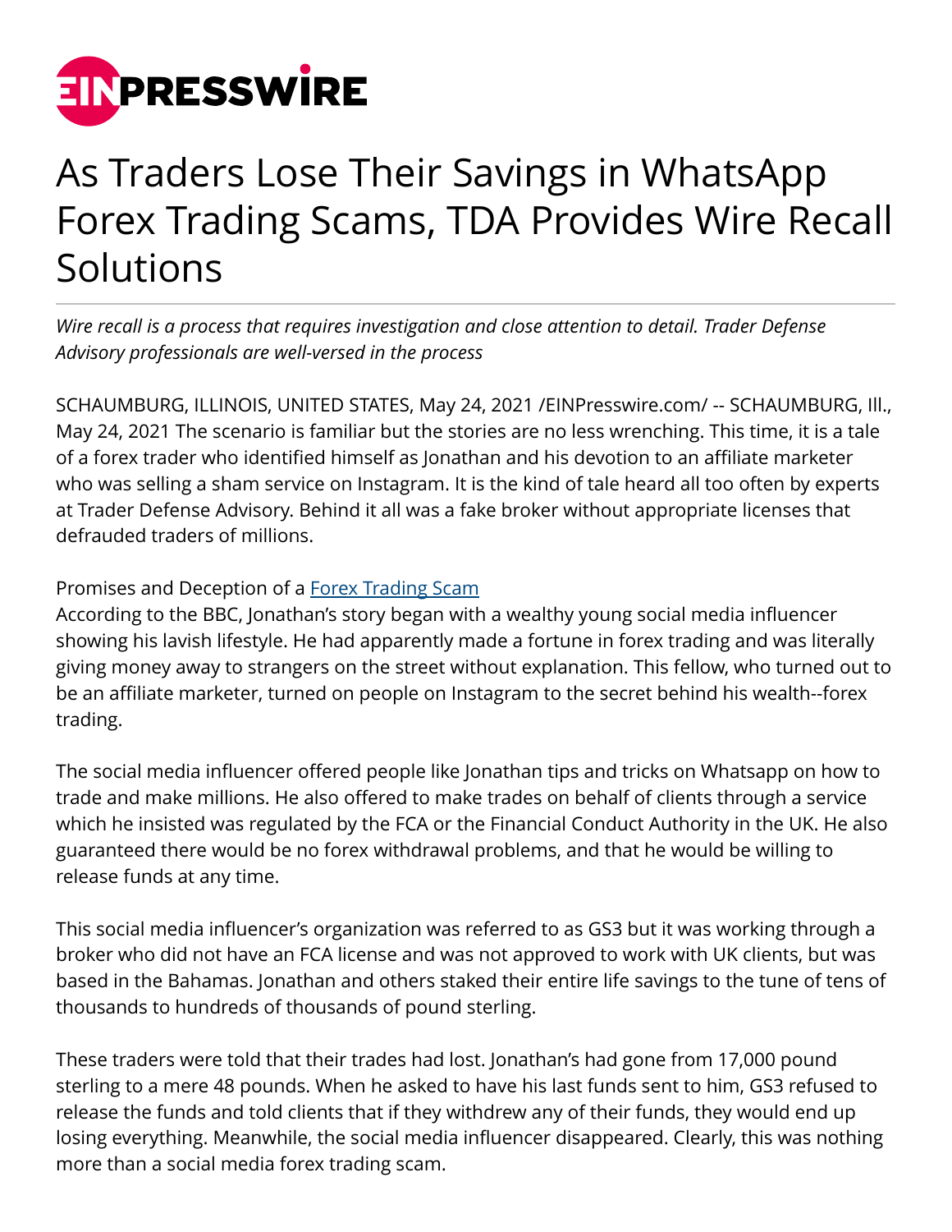# As Traders Lose Their Savings in WhatsApp Forex Trading Scams, TDA Provides Wire Recall Solutions

*Wire recall is a process that requires investigation and close attention to detail. Trader Defense Advisory professionals are well-versed in the process*

SCHAUMBURG, ILLINOIS, UNITED STATES, May 24, 2021 /EINPresswire.com/ -- SCHAUMBURG, Ill., May 24, 2021 The scenario is familiar but the stories are no less wrenching. This time, it is a tale of a forex trader who identified himself as Jonathan and his devotion to an affiliate marketer who was selling a sham service on Instagram. It is the kind of tale heard all too often by experts at Trader Defense Advisory. Behind it all was a fake broker without appropriate licenses that defrauded traders of millions.

Promises and Deception of a [Forex Trading Scam]

According to the BBC, Jonathan's story began with a wealthy young social media influencer showing his lavish lifestyle. He had apparently made a fortune in forex trading and was literally giving money away to strangers on the street without explanation. This fellow, who turned out to be an affiliate marketer, turned on people on Instagram to the secret behind his wealth--forex trading.

The social media influencer offered people like Jonathan tips and tricks on Whatsapp on how to trade and make millions. He also offered to make trades on behalf of clients through a service which he insisted was regulated by the FCA or the Financial Conduct Authority in the UK. He also guaranteed there would be no forex withdrawal problems, and that he would be willing to release funds at any time.

This social media influencer's organization was referred to as GS3 but it was working through a broker who did not have an FCA license and was not approved to work with UK clients, but was based in the Bahamas. Jonathan and others staked their entire life savings to the tune of tens of thousands to hundreds of thousands of pound sterling.

These traders were told that their trades had lost. Jonathan's had gone from 17,000 pound sterling to a mere 48 pounds. When he asked to have his last funds sent to him, GS3 refused to release the funds and told clients that if they withdrew any of their funds, they would end up losing everything. Meanwhile, the social media influencer disappeared. Clearly, this was nothing more than a social media forex trading scam.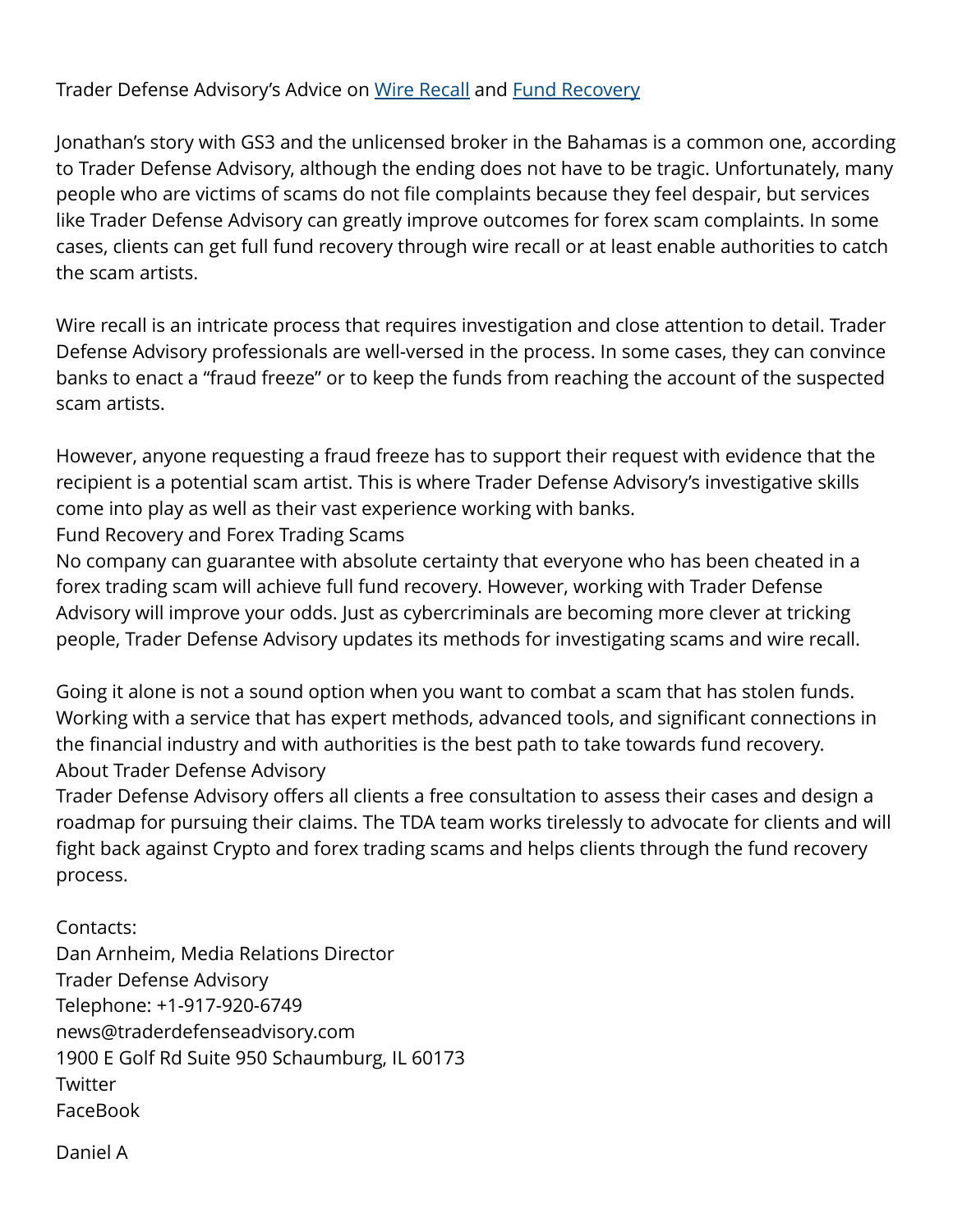Trader Defense Advisory's Advice on [Wire Recall] and [Fund Recovery]

Jonathan's story with GS3 and the unlicensed broker in the Bahamas is a common one, according to Trader Defense Advisory, although the ending does not have to be tragic. Unfortunately, many people who are victims of scams do not file complaints because they feel despair, but services like Trader Defense Advisory can greatly improve outcomes for forex scam complaints. In some cases, clients can get full fund recovery through wire recall or at least enable authorities to catch the scam artists.

Wire recall is an intricate process that requires investigation and close attention to detail. Trader Defense Advisory professionals are well-versed in the process. In some cases, they can convince banks to enact a "fraud freeze" or to keep the funds from reaching the account of the suspected scam artists.

However, anyone requesting a fraud freeze has to support their request with evidence that the recipient is a potential scam artist. This is where Trader Defense Advisory's investigative skills come into play as well as their vast experience working with banks.

## Fund Recovery and Forex Trading Scams

No company can guarantee with absolute certainty that everyone who has been cheated in a forex trading scam will achieve full fund recovery. However, working with Trader Defense Advisory will improve your odds. Just as cybercriminals are becoming more clever at tricking people, Trader Defense Advisory updates its methods for investigating scams and wire recall.

Going it alone is not a sound option when you want to combat a scam that has stolen funds. Working with a service that has expert methods, advanced tools, and significant connections in the financial industry and with authorities is the best path to take towards fund recovery.

## About Trader Defense Advisory

Trader Defense Advisory offers all clients a free consultation to assess their cases and design a roadmap for pursuing their claims. The TDA team works tirelessly to advocate for clients and will fight back against Crypto and forex trading scams and helps clients through the fund recovery process.

Contacts:
Dan Arnheim, Media Relations Director
Trader Defense Advisory
Telephone: +1-917-920-6749
news@traderdefenseadvisory.com
1900 E Golf Rd Suite 950 Schaumburg, IL 60173
Twitter
FaceBook

Daniel A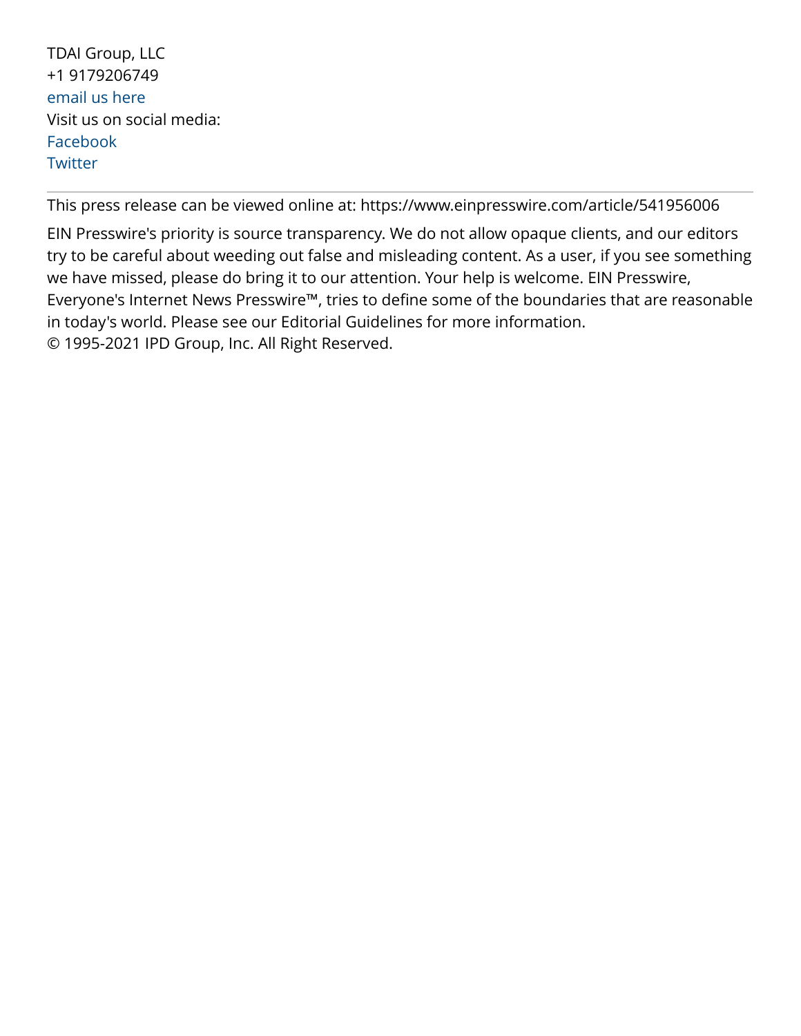TDAI Group, LLC
+1 9179206749
email us here
Visit us on social media:
Facebook
Twitter

---

This press release can be viewed online at: https://www.einpresswire.com/article/541956006

EIN Presswire's priority is source transparency. We do not allow opaque clients, and our editors try to be careful about weeding out false and misleading content. As a user, if you see something we have missed, please do bring it to our attention. Your help is welcome. EIN Presswire, Everyone's Internet News Presswire™, tries to define some of the boundaries that are reasonable in today's world. Please see our Editorial Guidelines for more information.
© 1995-2021 IPD Group, Inc. All Right Reserved.